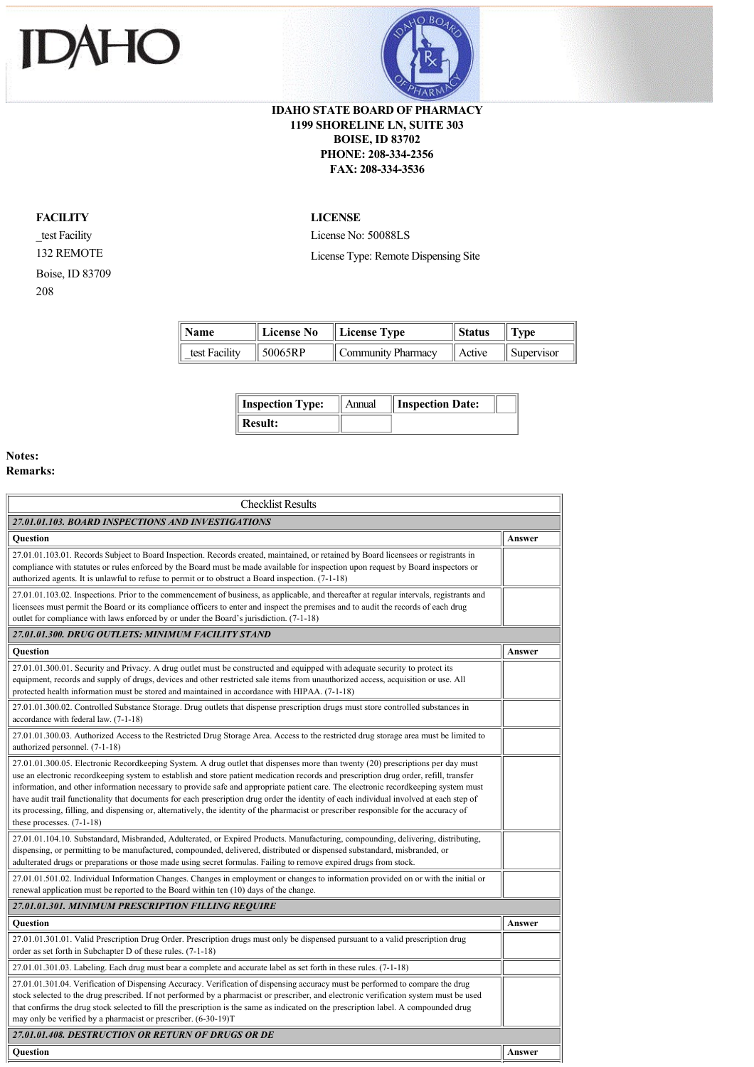IDAHO

**IDAHO STATE BOARD OF PHARMACY**
**1199 SHORELINE LN, SUITE 303**
**BOISE, ID 83702**
**PHONE: 208-334-2356**
**FAX: 208-334-3536**

**FACILITY**

_test Facility
132 REMOTE
Boise, ID 83709
208

**LICENSE**

License No: 50088LS
License Type: Remote Dispensing Site

| Name | License No | License Type | Status | Type |
|---|---|---|---|---|
| _test Facility | 50065RP | Community Pharmacy | Active | Supervisor |

| Inspection Type: | Annual | Inspection Date: | |
|---|---|---|---|
| Result: | | | |

**Notes:**
**Remarks:**

| Checklist Results | |
|---|---|
| ***27.01.01.103. BOARD INSPECTIONS AND INVESTIGATIONS*** | |
| **Question** | **Answer** |
| 27.01.01.103.01. Records Subject to Board Inspection. Records created, maintained, or retained by Board licensees or registrants in compliance with statutes or rules enforced by the Board must be made available for inspection upon request by Board inspectors or authorized agents. It is unlawful to refuse to permit or to obstruct a Board inspection. (7-1-18) | |
| 27.01.01.103.02. Inspections. Prior to the commencement of business, as applicable, and thereafter at regular intervals, registrants and licensees must permit the Board or its compliance officers to enter and inspect the premises and to audit the records of each drug outlet for compliance with laws enforced by or under the Board's jurisdiction. (7-1-18) | |
| ***27.01.01.300. DRUG OUTLETS: MINIMUM FACILITY STAND*** | |
| **Question** | **Answer** |
| 27.01.01.300.01. Security and Privacy. A drug outlet must be constructed and equipped with adequate security to protect its equipment, records and supply of drugs, devices and other restricted sale items from unauthorized access, acquisition or use. All protected health information must be stored and maintained in accordance with HIPAA. (7-1-18) | |
| 27.01.01.300.02. Controlled Substance Storage. Drug outlets that dispense prescription drugs must store controlled substances in accordance with federal law. (7-1-18) | |
| 27.01.01.300.03. Authorized Access to the Restricted Drug Storage Area. Access to the restricted drug storage area must be limited to authorized personnel. (7-1-18) | |
| 27.01.01.300.05. Electronic Recordkeeping System. A drug outlet that dispenses more than twenty (20) prescriptions per day must use an electronic recordkeeping system to establish and store patient medication records and prescription drug order, refill, transfer information, and other information necessary to provide safe and appropriate patient care. The electronic recordkeeping system must have audit trail functionality that documents for each prescription drug order the identity of each individual involved at each step of its processing, filling, and dispensing or, alternatively, the identity of the pharmacist or prescriber responsible for the accuracy of these processes. (7-1-18) | |
| 27.01.01.104.10. Substandard, Misbranded, Adulterated, or Expired Products. Manufacturing, compounding, delivering, distributing, dispensing, or permitting to be manufactured, compounded, delivered, distributed or dispensed substandard, misbranded, or adulterated drugs or preparations or those made using secret formulas. Failing to remove expired drugs from stock. | |
| 27.01.01.501.02. Individual Information Changes. Changes in employment or changes to information provided on or with the initial or renewal application must be reported to the Board within ten (10) days of the change. | |
| ***27.01.01.301. MINIMUM PRESCRIPTION FILLING REQUIRE*** | |
| **Question** | **Answer** |
| 27.01.01.301.01. Valid Prescription Drug Order. Prescription drugs must only be dispensed pursuant to a valid prescription drug order as set forth in Subchapter D of these rules. (7-1-18) | |
| 27.01.01.301.03. Labeling. Each drug must bear a complete and accurate label as set forth in these rules. (7-1-18) | |
| 27.01.01.301.04. Verification of Dispensing Accuracy. Verification of dispensing accuracy must be performed to compare the drug stock selected to the drug prescribed. If not performed by a pharmacist or prescriber, and electronic verification system must be used that confirms the drug stock selected to fill the prescription is the same as indicated on the prescription label. A compounded drug may only be verified by a pharmacist or prescriber. (6-30-19)T | |
| ***27.01.01.408. DESTRUCTION OR RETURN OF DRUGS OR DE*** | |
| **Question** | **Answer** |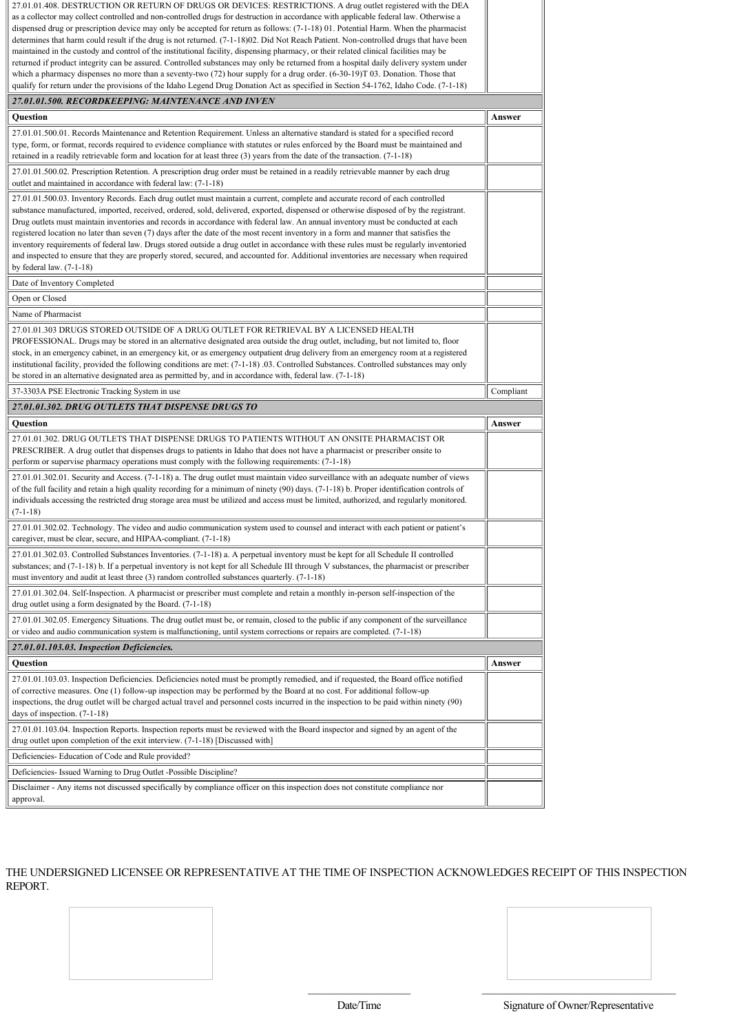| | |
|---|---|
| 27.01.01.408. DESTRUCTION OR RETURN OF DRUGS OR DEVICES: RESTRICTIONS. A drug outlet registered with the DEA as a collector may collect controlled and non-controlled drugs for destruction in accordance with applicable federal law. Otherwise a dispensed drug or prescription device may only be accepted for return as follows: (7-1-18) 01. Potential Harm. When the pharmacist determines that harm could result if the drug is not returned. (7-1-18)02. Did Not Reach Patient. Non-controlled drugs that have been maintained in the custody and control of the institutional facility, dispensing pharmacy, or their related clinical facilities may be returned if product integrity can be assured. Controlled substances may only be returned from a hospital daily delivery system under which a pharmacy dispenses no more than a seventy-two (72) hour supply for a drug order. (6-30-19)T 03. Donation. Those that qualify for return under the provisions of the Idaho Legend Drug Donation Act as specified in Section 54-1762, Idaho Code. (7-1-18) | |

***27.01.01.500. RECORDKEEPING: MAINTENANCE AND INVEN***

| Question | Answer |
|---|---|
| 27.01.01.500.01. Records Maintenance and Retention Requirement. Unless an alternative standard is stated for a specified record type, form, or format, records required to evidence compliance with statutes or rules enforced by the Board must be maintained and retained in a readily retrievable form and location for at least three (3) years from the date of the transaction. (7-1-18) | |
| 27.01.01.500.02. Prescription Retention. A prescription drug order must be retained in a readily retrievable manner by each drug outlet and maintained in accordance with federal law: (7-1-18) | |
| 27.01.01.500.03. Inventory Records. Each drug outlet must maintain a current, complete and accurate record of each controlled substance manufactured, imported, received, ordered, sold, delivered, exported, dispensed or otherwise disposed of by the registrant. Drug outlets must maintain inventories and records in accordance with federal law. An annual inventory must be conducted at each registered location no later than seven (7) days after the date of the most recent inventory in a form and manner that satisfies the inventory requirements of federal law. Drugs stored outside a drug outlet in accordance with these rules must be regularly inventoried and inspected to ensure that they are properly stored, secured, and accounted for. Additional inventories are necessary when required by federal law. (7-1-18) | |
| Date of Inventory Completed | |
| Open or Closed | |
| Name of Pharmacist | |
| 27.01.01.303 DRUGS STORED OUTSIDE OF A DRUG OUTLET FOR RETRIEVAL BY A LICENSED HEALTH PROFESSIONAL. Drugs may be stored in an alternative designated area outside the drug outlet, including, but not limited to, floor stock, in an emergency cabinet, in an emergency kit, or as emergency outpatient drug delivery from an emergency room at a registered institutional facility, provided the following conditions are met: (7-1-18) .03. Controlled Substances. Controlled substances may only be stored in an alternative designated area as permitted by, and in accordance with, federal law. (7-1-18) | |
| 37-3303A PSE Electronic Tracking System in use | Compliant |

***27.01.01.302. DRUG OUTLETS THAT DISPENSE DRUGS TO***

| Question | Answer |
|---|---|
| 27.01.01.302. DRUG OUTLETS THAT DISPENSE DRUGS TO PATIENTS WITHOUT AN ONSITE PHARMACIST OR PRESCRIBER. A drug outlet that dispenses drugs to patients in Idaho that does not have a pharmacist or prescriber onsite to perform or supervise pharmacy operations must comply with the following requirements: (7-1-18) | |
| 27.01.01.302.01. Security and Access. (7-1-18) a. The drug outlet must maintain video surveillance with an adequate number of views of the full facility and retain a high quality recording for a minimum of ninety (90) days. (7-1-18) b. Proper identification controls of individuals accessing the restricted drug storage area must be utilized and access must be limited, authorized, and regularly monitored. (7-1-18) | |
| 27.01.01.302.02. Technology. The video and audio communication system used to counsel and interact with each patient or patient's caregiver, must be clear, secure, and HIPAA-compliant. (7-1-18) | |
| 27.01.01.302.03. Controlled Substances Inventories. (7-1-18) a. A perpetual inventory must be kept for all Schedule II controlled substances; and (7-1-18) b. If a perpetual inventory is not kept for all Schedule III through V substances, the pharmacist or prescriber must inventory and audit at least three (3) random controlled substances quarterly. (7-1-18) | |
| 27.01.01.302.04. Self-Inspection. A pharmacist or prescriber must complete and retain a monthly in-person self-inspection of the drug outlet using a form designated by the Board. (7-1-18) | |
| 27.01.01.302.05. Emergency Situations. The drug outlet must be, or remain, closed to the public if any component of the surveillance or video and audio communication system is malfunctioning, until system corrections or repairs are completed. (7-1-18) | |

***27.01.01.103.03. Inspection Deficiencies.***

| Question | Answer |
|---|---|
| 27.01.01.103.03. Inspection Deficiencies. Deficiencies noted must be promptly remedied, and if requested, the Board office notified of corrective measures. One (1) follow-up inspection may be performed by the Board at no cost. For additional follow-up inspections, the drug outlet will be charged actual travel and personnel costs incurred in the inspection to be paid within ninety (90) days of inspection. (7-1-18) | |
| 27.01.01.103.04. Inspection Reports. Inspection reports must be reviewed with the Board inspector and signed by an agent of the drug outlet upon completion of the exit interview. (7-1-18) [Discussed with] | |
| Deficiencies- Education of Code and Rule provided? | |
| Deficiencies- Issued Warning to Drug Outlet -Possible Discipline? | |
| Disclaimer - Any items not discussed specifically by compliance officer on this inspection does not constitute compliance nor approval. | |

THE UNDERSIGNED LICENSEE OR REPRESENTATIVE AT THE TIME OF INSPECTION ACKNOWLEDGES RECEIPT OF THIS INSPECTION REPORT.

Date/Time

Signature of Owner/Representative